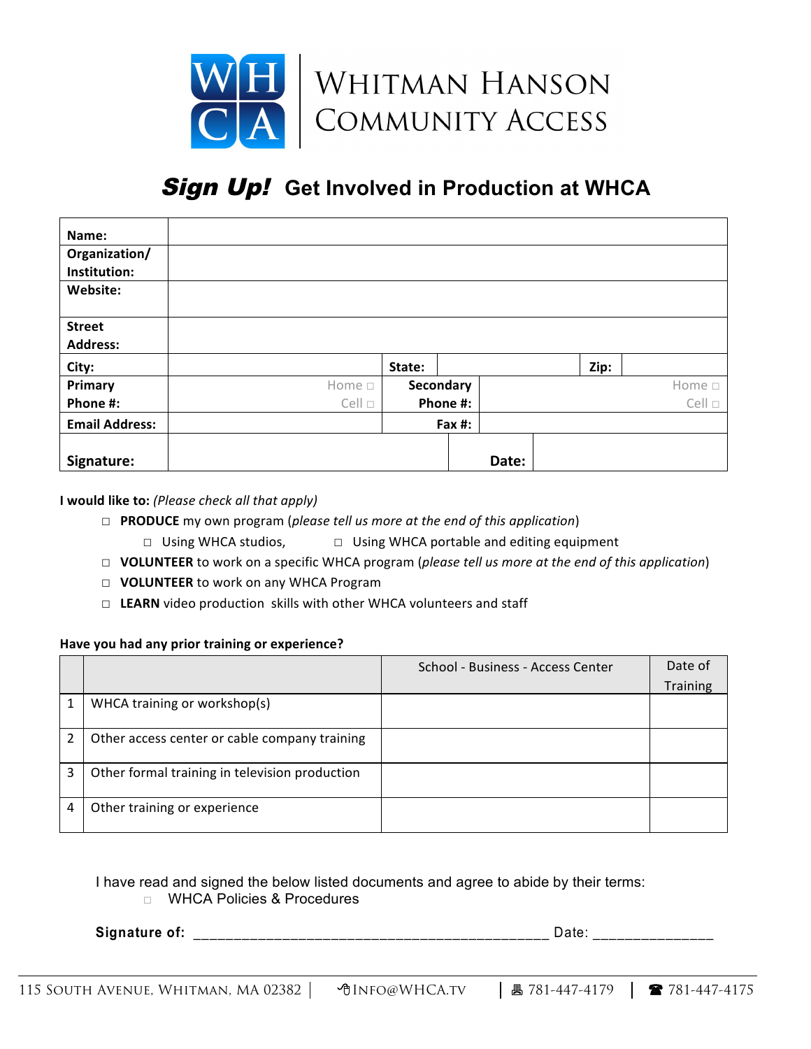# WHITMAN HANSON COMMUNITY ACCESS

## *Sign Up!* Get Involved in Production at WHCA

| | | | | | |
|---|---|---|---|---|---|
| **Name:** | | | | | |
| **Organization/ Institution:** | | | | | |
| **Website:** | | | | | |
| **Street Address:** | | | | | |
| **City:** | | **State:** | | **Zip:** | |
| **Primary Phone #:** | Home □ Cell □ | **Secondary Phone #:** | Home □ Cell □ | | |
| **Email Address:** | | **Fax #:** | | | |
| **Signature:** | | **Date:** | | | |

**I would like to:** *(Please check all that apply)*

- □ **PRODUCE** my own program (*please tell us more at the end of this application*)
  - □ Using WHCA studios,  □ Using WHCA portable and editing equipment
- □ **VOLUNTEER** to work on a specific WHCA program (*please tell us more at the end of this application*)
- □ **VOLUNTEER** to work on any WHCA Program
- □ **LEARN** video production skills with other WHCA volunteers and staff

**Have you had any prior training or experience?**

| | | School - Business - Access Center | Date of Training |
|---|---|---|---|
| 1 | WHCA training or workshop(s) | | |
| 2 | Other access center or cable company training | | |
| 3 | Other formal training in television production | | |
| 4 | Other training or experience | | |

I have read and signed the below listed documents and agree to abide by their terms:

- □ WHCA Policies & Procedures

**Signature of:** ________________________________________ Date: ______________

115 South Avenue, Whitman, MA 02382 | INFO@WHCA.TV | 781-447-4179 | 781-447-4175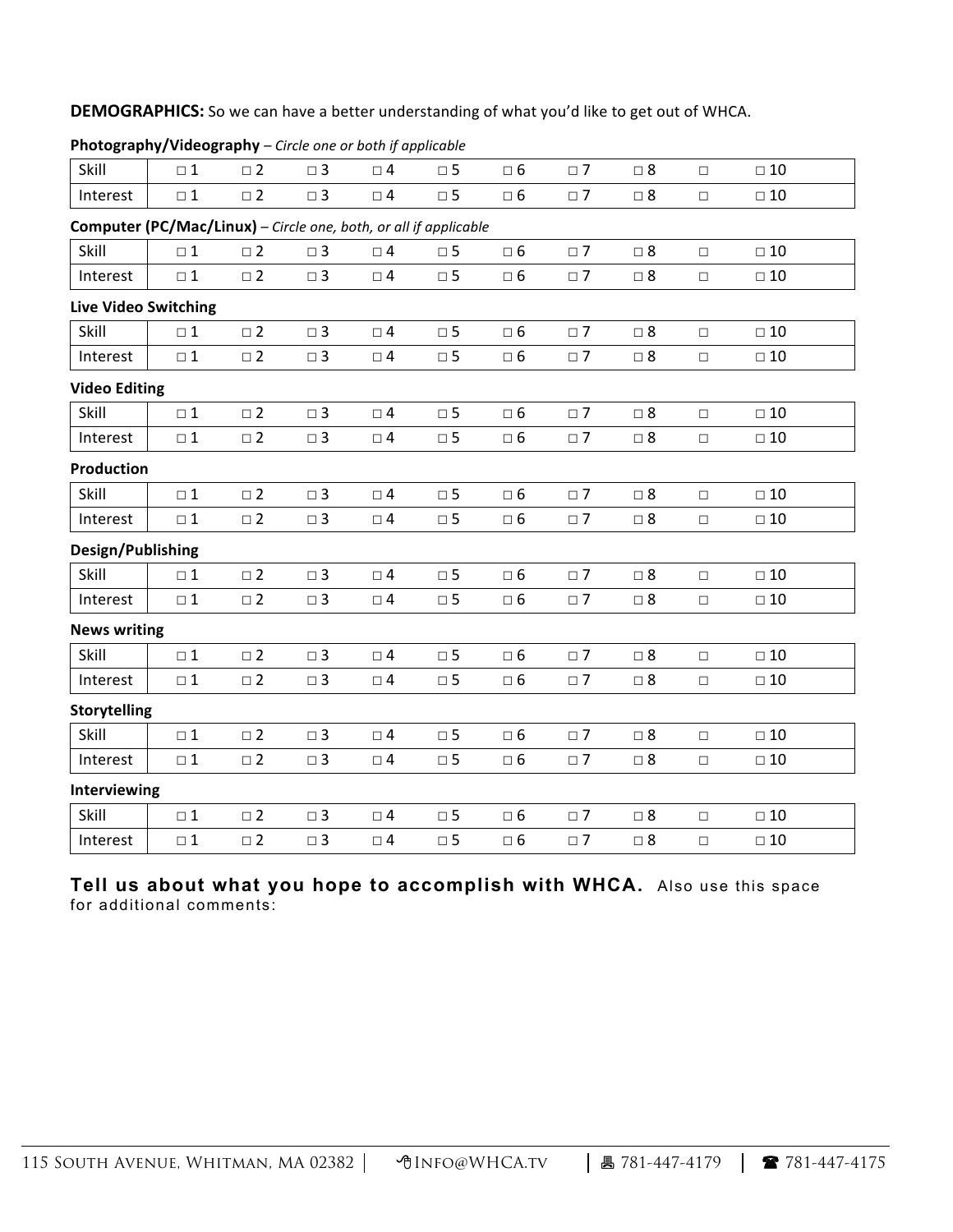**DEMOGRAPHICS:** So we can have a better understanding of what you'd like to get out of WHCA.

**Photography/Videography** – *Circle one or both if applicable*

| | | | | | | | | | | |
|---|---|---|---|---|---|---|---|---|---|---|
| Skill | □ 1 | □ 2 | □ 3 | □ 4 | □ 5 | □ 6 | □ 7 | □ 8 | □ | □ 10 |
| Interest | □ 1 | □ 2 | □ 3 | □ 4 | □ 5 | □ 6 | □ 7 | □ 8 | □ | □ 10 |

**Computer (PC/Mac/Linux)** – *Circle one, both, or all if applicable*

| | | | | | | | | | | |
|---|---|---|---|---|---|---|---|---|---|---|
| Skill | □ 1 | □ 2 | □ 3 | □ 4 | □ 5 | □ 6 | □ 7 | □ 8 | □ | □ 10 |
| Interest | □ 1 | □ 2 | □ 3 | □ 4 | □ 5 | □ 6 | □ 7 | □ 8 | □ | □ 10 |

**Live Video Switching**

| | | | | | | | | | | |
|---|---|---|---|---|---|---|---|---|---|---|
| Skill | □ 1 | □ 2 | □ 3 | □ 4 | □ 5 | □ 6 | □ 7 | □ 8 | □ | □ 10 |
| Interest | □ 1 | □ 2 | □ 3 | □ 4 | □ 5 | □ 6 | □ 7 | □ 8 | □ | □ 10 |

**Video Editing**

| | | | | | | | | | | |
|---|---|---|---|---|---|---|---|---|---|---|
| Skill | □ 1 | □ 2 | □ 3 | □ 4 | □ 5 | □ 6 | □ 7 | □ 8 | □ | □ 10 |
| Interest | □ 1 | □ 2 | □ 3 | □ 4 | □ 5 | □ 6 | □ 7 | □ 8 | □ | □ 10 |

**Production**

| | | | | | | | | | | |
|---|---|---|---|---|---|---|---|---|---|---|
| Skill | □ 1 | □ 2 | □ 3 | □ 4 | □ 5 | □ 6 | □ 7 | □ 8 | □ | □ 10 |
| Interest | □ 1 | □ 2 | □ 3 | □ 4 | □ 5 | □ 6 | □ 7 | □ 8 | □ | □ 10 |

**Design/Publishing**

| | | | | | | | | | | |
|---|---|---|---|---|---|---|---|---|---|---|
| Skill | □ 1 | □ 2 | □ 3 | □ 4 | □ 5 | □ 6 | □ 7 | □ 8 | □ | □ 10 |
| Interest | □ 1 | □ 2 | □ 3 | □ 4 | □ 5 | □ 6 | □ 7 | □ 8 | □ | □ 10 |

**News writing**

| | | | | | | | | | | |
|---|---|---|---|---|---|---|---|---|---|---|
| Skill | □ 1 | □ 2 | □ 3 | □ 4 | □ 5 | □ 6 | □ 7 | □ 8 | □ | □ 10 |
| Interest | □ 1 | □ 2 | □ 3 | □ 4 | □ 5 | □ 6 | □ 7 | □ 8 | □ | □ 10 |

**Storytelling**

| | | | | | | | | | | |
|---|---|---|---|---|---|---|---|---|---|---|
| Skill | □ 1 | □ 2 | □ 3 | □ 4 | □ 5 | □ 6 | □ 7 | □ 8 | □ | □ 10 |
| Interest | □ 1 | □ 2 | □ 3 | □ 4 | □ 5 | □ 6 | □ 7 | □ 8 | □ | □ 10 |

**Interviewing**

| | | | | | | | | | | |
|---|---|---|---|---|---|---|---|---|---|---|
| Skill | □ 1 | □ 2 | □ 3 | □ 4 | □ 5 | □ 6 | □ 7 | □ 8 | □ | □ 10 |
| Interest | □ 1 | □ 2 | □ 3 | □ 4 | □ 5 | □ 6 | □ 7 | □ 8 | □ | □ 10 |

**Tell us about what you hope to accomplish with WHCA.** Also use this space for additional comments:

115 South Avenue, Whitman, MA 02382 | Info@WHCA.tv | 781-447-4179 | 781-447-4175